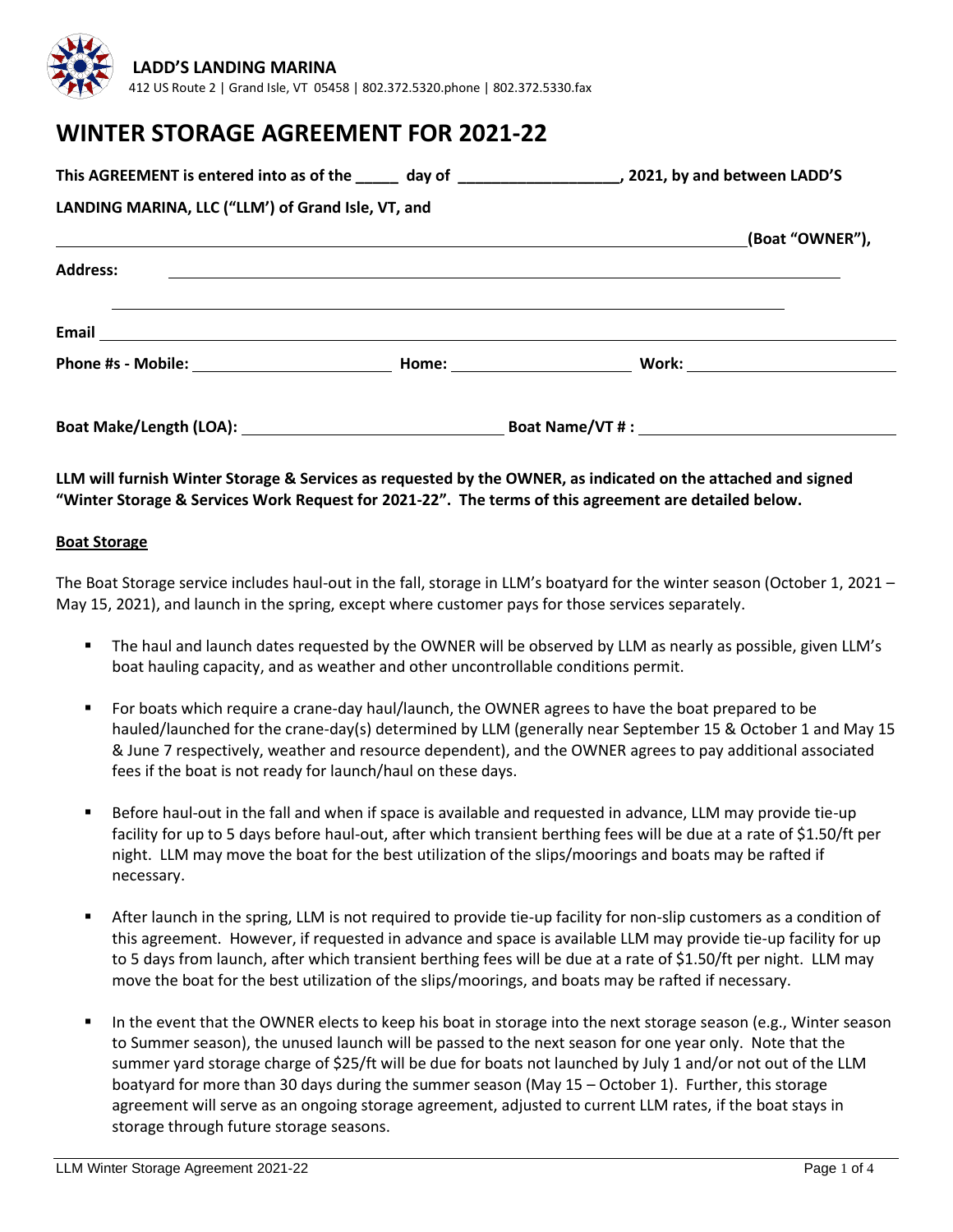**LADD'S LANDING MARINA**

412 US Route 2 | Grand Isle, VT 05458 | 802.372.5320.phone | 802.372.5330.fax

# WINTER STORAGE AGREEMENT FOR 2021-22

**This AGREEMENT is entered into as of the _____ day of ___________________, 2021, by and between LADD'S LANDING MARINA, LLC ("LLM') of Grand Isle, VT, and**

______________________________________________________________________________ **(Boat "OWNER"),**

**Address:** ______________________________________________________________________

______________________________________________________________________

**Email** ______________________________________________________________________

**Phone #s - Mobile:** ______________________ **Home:** ______________________ **Work:** ______________________

**Boat Make/Length (LOA):** ______________________________ **Boat Name/VT # :** ______________________________

**LLM will furnish Winter Storage & Services as requested by the OWNER, as indicated on the attached and signed "Winter Storage & Services Work Request for 2021-22". The terms of this agreement are detailed below.**

**Boat Storage**

The Boat Storage service includes haul-out in the fall, storage in LLM's boatyard for the winter season (October 1, 2021 – May 15, 2021), and launch in the spring, except where customer pays for those services separately.

- The haul and launch dates requested by the OWNER will be observed by LLM as nearly as possible, given LLM's boat hauling capacity, and as weather and other uncontrollable conditions permit.
- For boats which require a crane-day haul/launch, the OWNER agrees to have the boat prepared to be hauled/launched for the crane-day(s) determined by LLM (generally near September 15 & October 1 and May 15 & June 7 respectively, weather and resource dependent), and the OWNER agrees to pay additional associated fees if the boat is not ready for launch/haul on these days.
- Before haul-out in the fall and when if space is available and requested in advance, LLM may provide tie-up facility for up to 5 days before haul-out, after which transient berthing fees will be due at a rate of $1.50/ft per night. LLM may move the boat for the best utilization of the slips/moorings and boats may be rafted if necessary.
- After launch in the spring, LLM is not required to provide tie-up facility for non-slip customers as a condition of this agreement. However, if requested in advance and space is available LLM may provide tie-up facility for up to 5 days from launch, after which transient berthing fees will be due at a rate of $1.50/ft per night. LLM may move the boat for the best utilization of the slips/moorings, and boats may be rafted if necessary.
- In the event that the OWNER elects to keep his boat in storage into the next storage season (e.g., Winter season to Summer season), the unused launch will be passed to the next season for one year only. Note that the summer yard storage charge of $25/ft will be due for boats not launched by July 1 and/or not out of the LLM boatyard for more than 30 days during the summer season (May 15 – October 1). Further, this storage agreement will serve as an ongoing storage agreement, adjusted to current LLM rates, if the boat stays in storage through future storage seasons.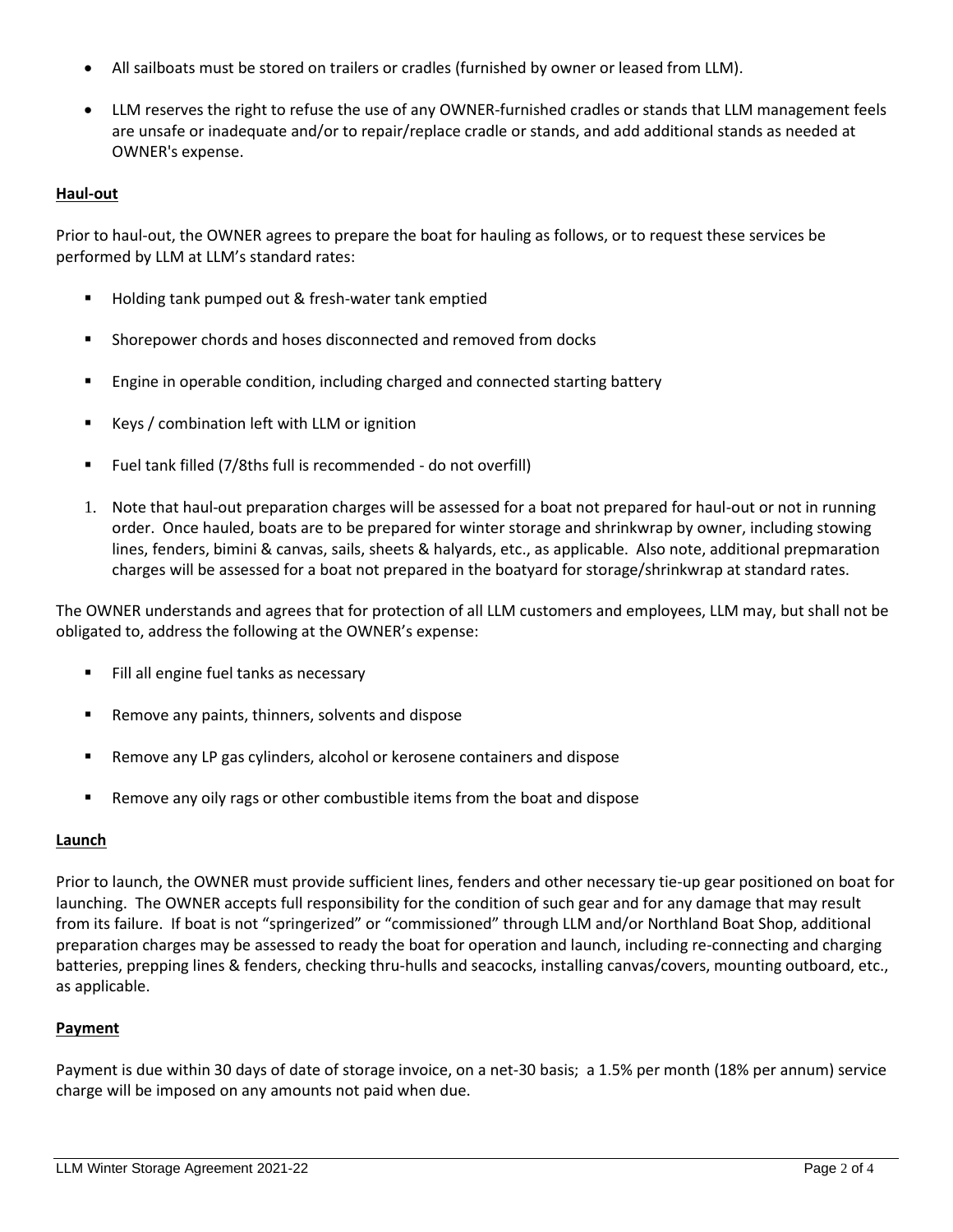- All sailboats must be stored on trailers or cradles (furnished by owner or leased from LLM).
- LLM reserves the right to refuse the use of any OWNER-furnished cradles or stands that LLM management feels are unsafe or inadequate and/or to repair/replace cradle or stands, and add additional stands as needed at OWNER's expense.

**Haul-out**

Prior to haul-out, the OWNER agrees to prepare the boat for hauling as follows, or to request these services be performed by LLM at LLM's standard rates:

- Holding tank pumped out & fresh-water tank emptied
- Shorepower chords and hoses disconnected and removed from docks
- Engine in operable condition, including charged and connected starting battery
- Keys / combination left with LLM or ignition
- Fuel tank filled (7/8ths full is recommended - do not overfill)

1. Note that haul-out preparation charges will be assessed for a boat not prepared for haul-out or not in running order. Once hauled, boats are to be prepared for winter storage and shrinkwrap by owner, including stowing lines, fenders, bimini & canvas, sails, sheets & halyards, etc., as applicable. Also note, additional prepmaration charges will be assessed for a boat not prepared in the boatyard for storage/shrinkwrap at standard rates.

The OWNER understands and agrees that for protection of all LLM customers and employees, LLM may, but shall not be obligated to, address the following at the OWNER's expense:

- Fill all engine fuel tanks as necessary
- Remove any paints, thinners, solvents and dispose
- Remove any LP gas cylinders, alcohol or kerosene containers and dispose
- Remove any oily rags or other combustible items from the boat and dispose

**Launch**

Prior to launch, the OWNER must provide sufficient lines, fenders and other necessary tie-up gear positioned on boat for launching. The OWNER accepts full responsibility for the condition of such gear and for any damage that may result from its failure. If boat is not "springerized" or "commissioned" through LLM and/or Northland Boat Shop, additional preparation charges may be assessed to ready the boat for operation and launch, including re-connecting and charging batteries, prepping lines & fenders, checking thru-hulls and seacocks, installing canvas/covers, mounting outboard, etc., as applicable.

**Payment**

Payment is due within 30 days of date of storage invoice, on a net-30 basis; a 1.5% per month (18% per annum) service charge will be imposed on any amounts not paid when due.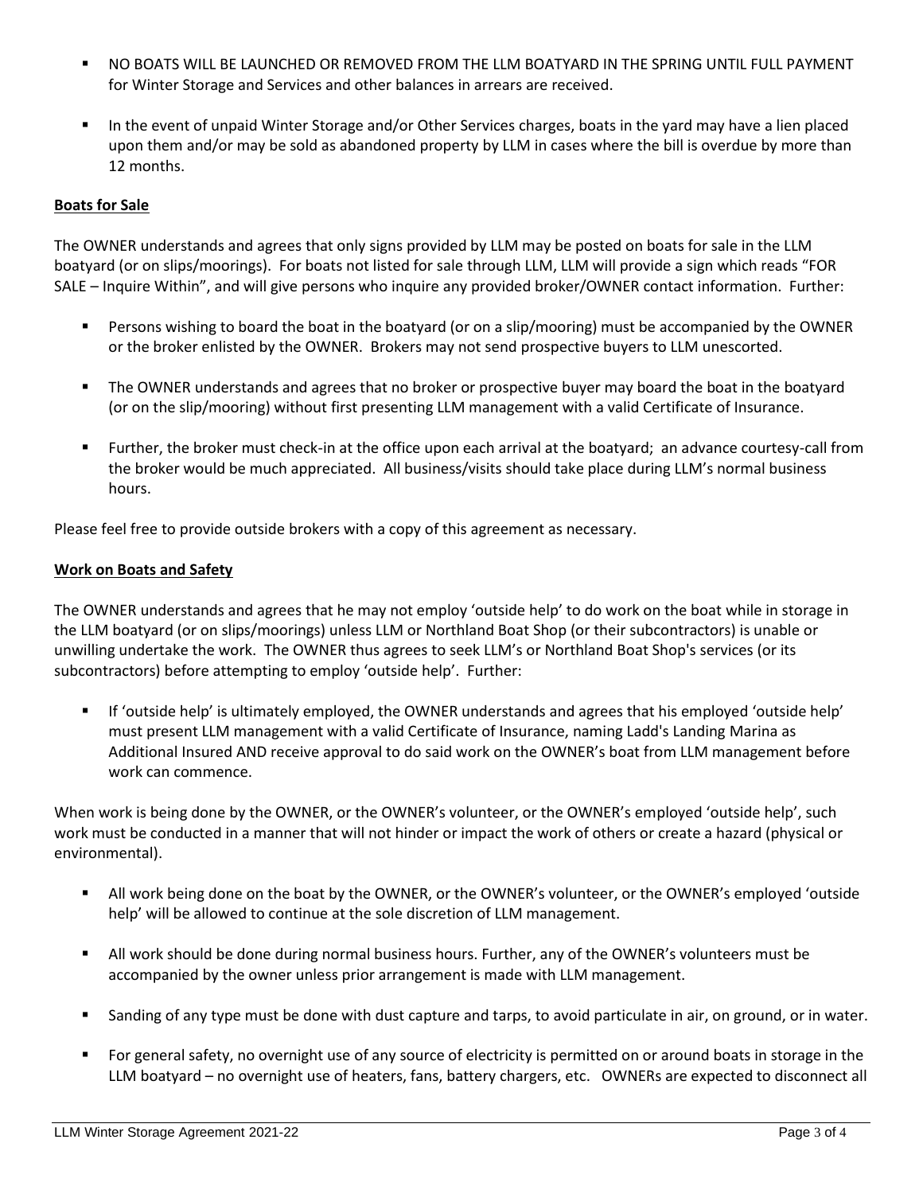- NO BOATS WILL BE LAUNCHED OR REMOVED FROM THE LLM BOATYARD IN THE SPRING UNTIL FULL PAYMENT for Winter Storage and Services and other balances in arrears are received.
- In the event of unpaid Winter Storage and/or Other Services charges, boats in the yard may have a lien placed upon them and/or may be sold as abandoned property by LLM in cases where the bill is overdue by more than 12 months.

**Boats for Sale**

The OWNER understands and agrees that only signs provided by LLM may be posted on boats for sale in the LLM boatyard (or on slips/moorings). For boats not listed for sale through LLM, LLM will provide a sign which reads "FOR SALE – Inquire Within", and will give persons who inquire any provided broker/OWNER contact information. Further:

- Persons wishing to board the boat in the boatyard (or on a slip/mooring) must be accompanied by the OWNER or the broker enlisted by the OWNER. Brokers may not send prospective buyers to LLM unescorted.
- The OWNER understands and agrees that no broker or prospective buyer may board the boat in the boatyard (or on the slip/mooring) without first presenting LLM management with a valid Certificate of Insurance.
- Further, the broker must check-in at the office upon each arrival at the boatyard; an advance courtesy-call from the broker would be much appreciated. All business/visits should take place during LLM's normal business hours.

Please feel free to provide outside brokers with a copy of this agreement as necessary.

**Work on Boats and Safety**

The OWNER understands and agrees that he may not employ 'outside help' to do work on the boat while in storage in the LLM boatyard (or on slips/moorings) unless LLM or Northland Boat Shop (or their subcontractors) is unable or unwilling undertake the work. The OWNER thus agrees to seek LLM's or Northland Boat Shop's services (or its subcontractors) before attempting to employ 'outside help'. Further:

- If 'outside help' is ultimately employed, the OWNER understands and agrees that his employed 'outside help' must present LLM management with a valid Certificate of Insurance, naming Ladd's Landing Marina as Additional Insured AND receive approval to do said work on the OWNER's boat from LLM management before work can commence.

When work is being done by the OWNER, or the OWNER's volunteer, or the OWNER's employed 'outside help', such work must be conducted in a manner that will not hinder or impact the work of others or create a hazard (physical or environmental).

- All work being done on the boat by the OWNER, or the OWNER's volunteer, or the OWNER's employed 'outside help' will be allowed to continue at the sole discretion of LLM management.
- All work should be done during normal business hours. Further, any of the OWNER's volunteers must be accompanied by the owner unless prior arrangement is made with LLM management.
- Sanding of any type must be done with dust capture and tarps, to avoid particulate in air, on ground, or in water.
- For general safety, no overnight use of any source of electricity is permitted on or around boats in storage in the LLM boatyard – no overnight use of heaters, fans, battery chargers, etc. OWNERs are expected to disconnect all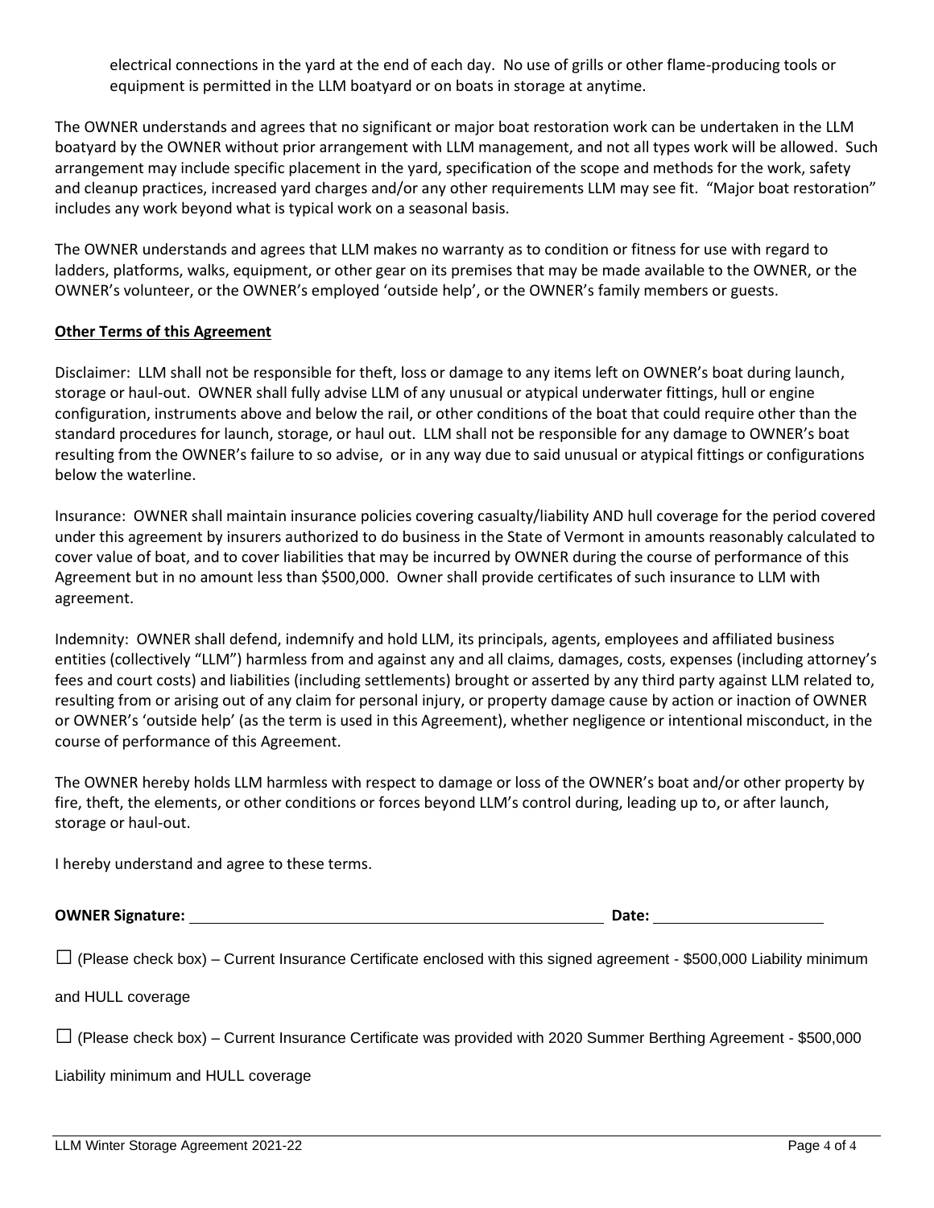electrical connections in the yard at the end of each day. No use of grills or other flame-producing tools or equipment is permitted in the LLM boatyard or on boats in storage at anytime.

The OWNER understands and agrees that no significant or major boat restoration work can be undertaken in the LLM boatyard by the OWNER without prior arrangement with LLM management, and not all types work will be allowed. Such arrangement may include specific placement in the yard, specification of the scope and methods for the work, safety and cleanup practices, increased yard charges and/or any other requirements LLM may see fit. "Major boat restoration" includes any work beyond what is typical work on a seasonal basis.

The OWNER understands and agrees that LLM makes no warranty as to condition or fitness for use with regard to ladders, platforms, walks, equipment, or other gear on its premises that may be made available to the OWNER, or the OWNER's volunteer, or the OWNER's employed 'outside help', or the OWNER's family members or guests.

**Other Terms of this Agreement**

Disclaimer: LLM shall not be responsible for theft, loss or damage to any items left on OWNER's boat during launch, storage or haul-out. OWNER shall fully advise LLM of any unusual or atypical underwater fittings, hull or engine configuration, instruments above and below the rail, or other conditions of the boat that could require other than the standard procedures for launch, storage, or haul out. LLM shall not be responsible for any damage to OWNER's boat resulting from the OWNER's failure to so advise, or in any way due to said unusual or atypical fittings or configurations below the waterline.

Insurance: OWNER shall maintain insurance policies covering casualty/liability AND hull coverage for the period covered under this agreement by insurers authorized to do business in the State of Vermont in amounts reasonably calculated to cover value of boat, and to cover liabilities that may be incurred by OWNER during the course of performance of this Agreement but in no amount less than $500,000. Owner shall provide certificates of such insurance to LLM with agreement.

Indemnity: OWNER shall defend, indemnify and hold LLM, its principals, agents, employees and affiliated business entities (collectively "LLM") harmless from and against any and all claims, damages, costs, expenses (including attorney's fees and court costs) and liabilities (including settlements) brought or asserted by any third party against LLM related to, resulting from or arising out of any claim for personal injury, or property damage cause by action or inaction of OWNER or OWNER's 'outside help' (as the term is used in this Agreement), whether negligence or intentional misconduct, in the course of performance of this Agreement.

The OWNER hereby holds LLM harmless with respect to damage or loss of the OWNER's boat and/or other property by fire, theft, the elements, or other conditions or forces beyond LLM's control during, leading up to, or after launch, storage or haul-out.

I hereby understand and agree to these terms.

**OWNER Signature:** ______________________________________________ **Date:** ____________________

☐ (Please check box) – Current Insurance Certificate enclosed with this signed agreement - $500,000 Liability minimum and HULL coverage

☐ (Please check box) – Current Insurance Certificate was provided with 2020 Summer Berthing Agreement - $500,000 Liability minimum and HULL coverage